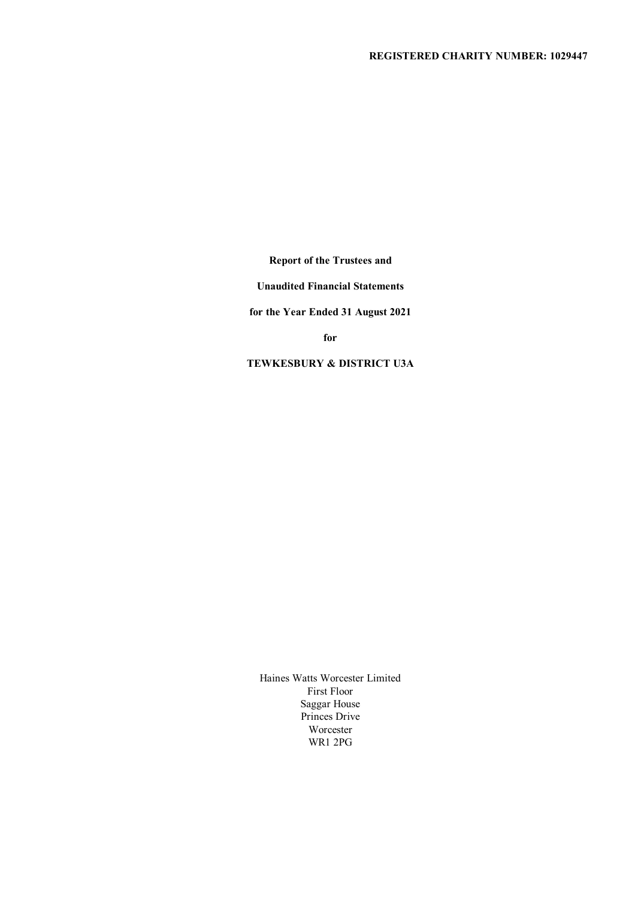**REGISTERED CHARITY NUMBER: 1029447**

**Report of the Trustees and**

**Unaudited Financial Statements**

**for the Year Ended 31 August 2021**

**for**

**TEWKESBURY & DISTRICT U3A**

Haines Watts Worcester Limited
First Floor
Saggar House
Princes Drive
Worcester
WR1 2PG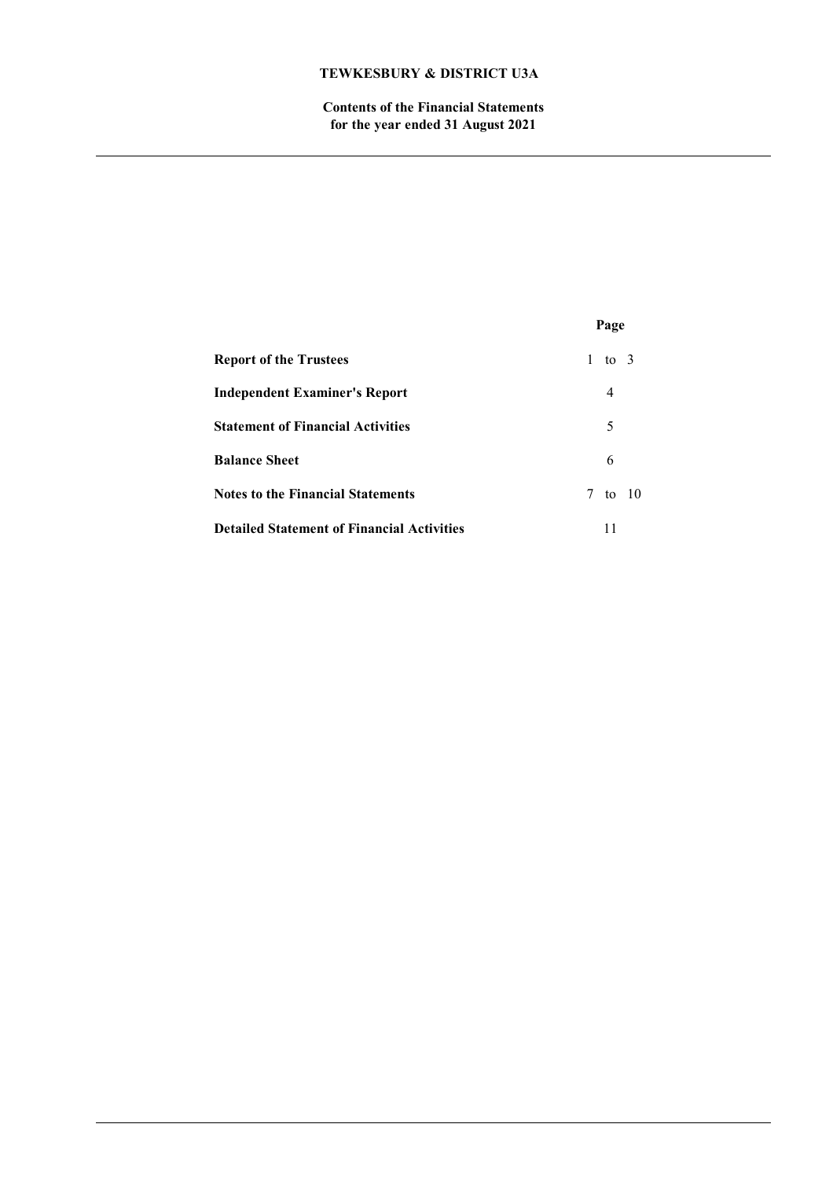**TEWKESBURY & DISTRICT U3A**

**Contents of the Financial Statements**
**for the year ended 31 August 2021**

| | Page |
|---|---|
| **Report of the Trustees** | 1 to 3 |
| **Independent Examiner's Report** | 4 |
| **Statement of Financial Activities** | 5 |
| **Balance Sheet** | 6 |
| **Notes to the Financial Statements** | 7 to 10 |
| **Detailed Statement of Financial Activities** | 11 |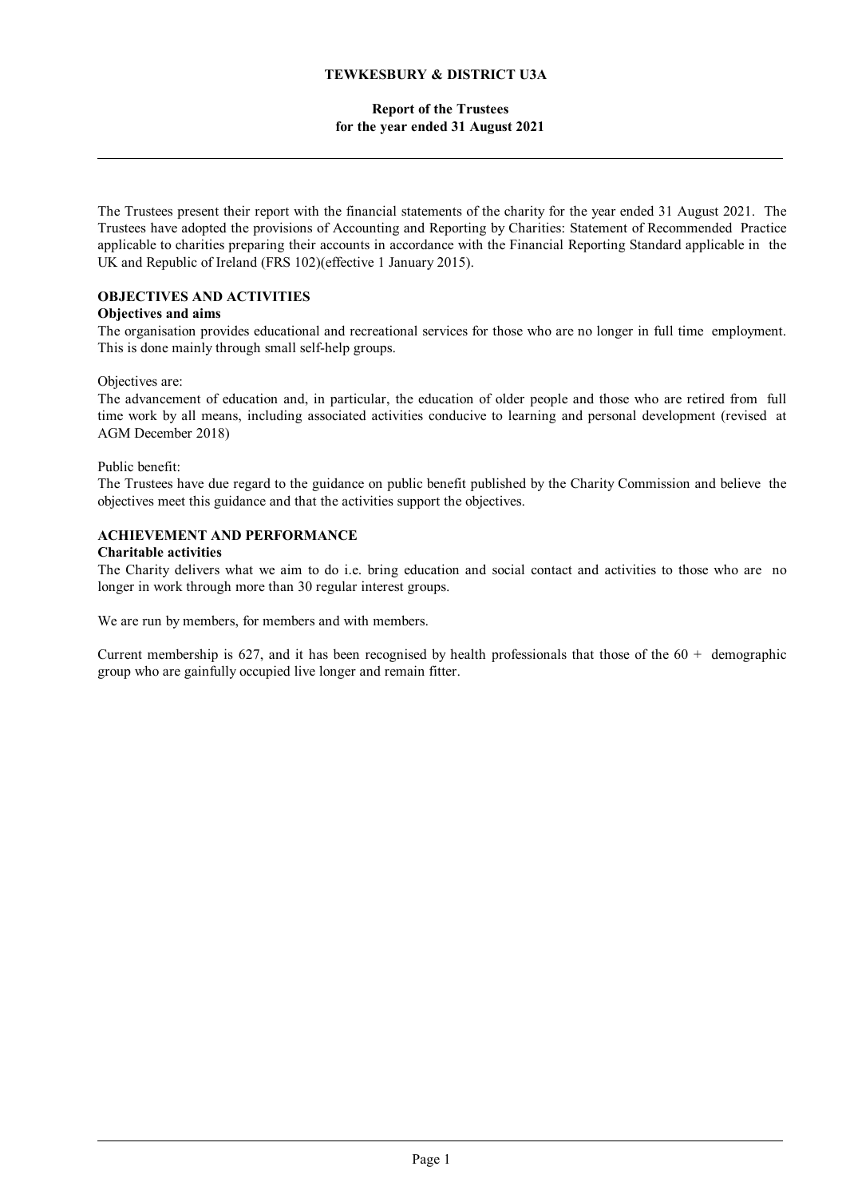**TEWKESBURY & DISTRICT U3A**

**Report of the Trustees**
**for the year ended 31 August 2021**

The Trustees present their report with the financial statements of the charity for the year ended 31 August 2021. The Trustees have adopted the provisions of Accounting and Reporting by Charities: Statement of Recommended Practice applicable to charities preparing their accounts in accordance with the Financial Reporting Standard applicable in the UK and Republic of Ireland (FRS 102)(effective 1 January 2015).

## OBJECTIVES AND ACTIVITIES

### Objectives and aims

The organisation provides educational and recreational services for those who are no longer in full time employment. This is done mainly through small self-help groups.

Objectives are:
The advancement of education and, in particular, the education of older people and those who are retired from full time work by all means, including associated activities conducive to learning and personal development (revised at AGM December 2018)

Public benefit:
The Trustees have due regard to the guidance on public benefit published by the Charity Commission and believe the objectives meet this guidance and that the activities support the objectives.

## ACHIEVEMENT AND PERFORMANCE

### Charitable activities

The Charity delivers what we aim to do i.e. bring education and social contact and activities to those who are no longer in work through more than 30 regular interest groups.

We are run by members, for members and with members.

Current membership is 627, and it has been recognised by health professionals that those of the 60 + demographic group who are gainfully occupied live longer and remain fitter.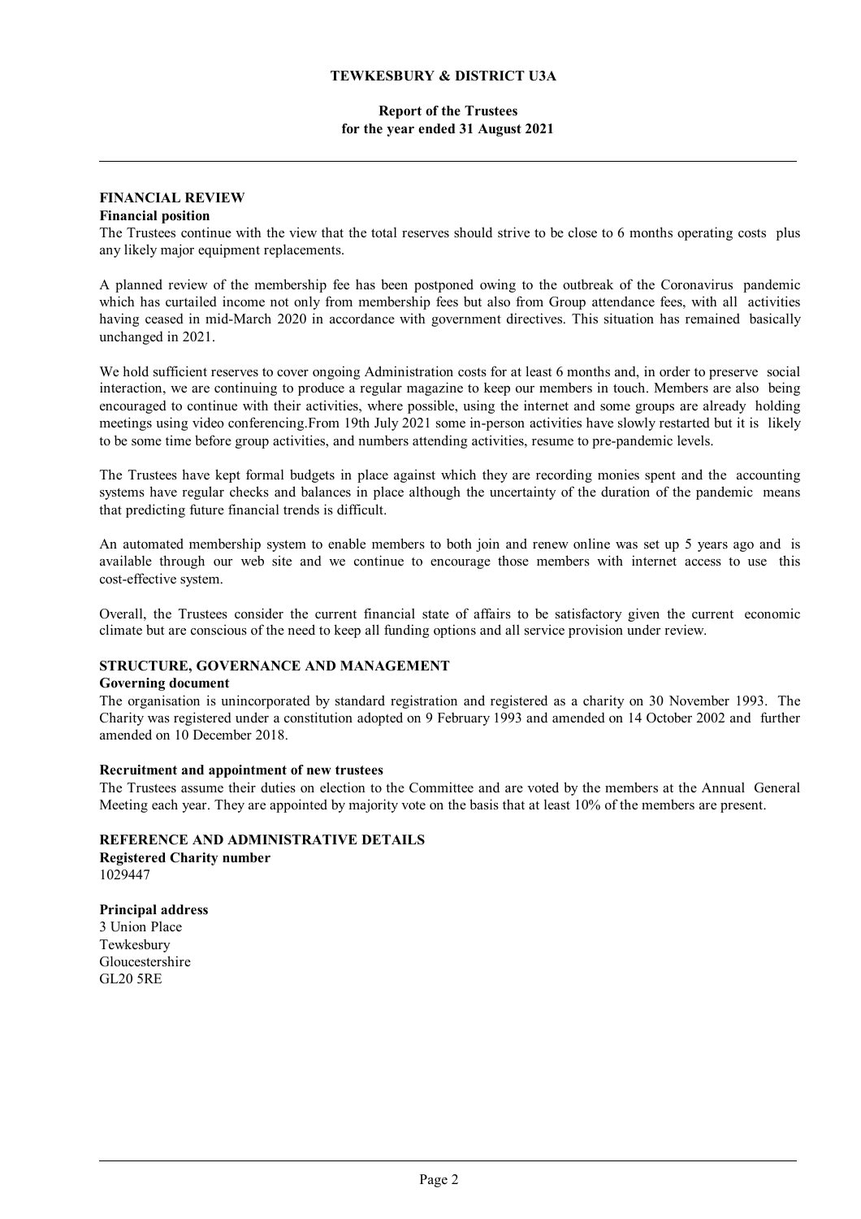**TEWKESBURY & DISTRICT U3A**

**Report of the Trustees**
**for the year ended 31 August 2021**

## FINANCIAL REVIEW

### Financial position

The Trustees continue with the view that the total reserves should strive to be close to 6 months operating costs plus any likely major equipment replacements.

A planned review of the membership fee has been postponed owing to the outbreak of the Coronavirus pandemic which has curtailed income not only from membership fees but also from Group attendance fees, with all activities having ceased in mid-March 2020 in accordance with government directives. This situation has remained basically unchanged in 2021.

We hold sufficient reserves to cover ongoing Administration costs for at least 6 months and, in order to preserve social interaction, we are continuing to produce a regular magazine to keep our members in touch. Members are also being encouraged to continue with their activities, where possible, using the internet and some groups are already holding meetings using video conferencing.From 19th July 2021 some in-person activities have slowly restarted but it is likely to be some time before group activities, and numbers attending activities, resume to pre-pandemic levels.

The Trustees have kept formal budgets in place against which they are recording monies spent and the accounting systems have regular checks and balances in place although the uncertainty of the duration of the pandemic means that predicting future financial trends is difficult.

An automated membership system to enable members to both join and renew online was set up 5 years ago and is available through our web site and we continue to encourage those members with internet access to use this cost-effective system.

Overall, the Trustees consider the current financial state of affairs to be satisfactory given the current economic climate but are conscious of the need to keep all funding options and all service provision under review.

## STRUCTURE, GOVERNANCE AND MANAGEMENT

### Governing document

The organisation is unincorporated by standard registration and registered as a charity on 30 November 1993. The Charity was registered under a constitution adopted on 9 February 1993 and amended on 14 October 2002 and further amended on 10 December 2018.

### Recruitment and appointment of new trustees

The Trustees assume their duties on election to the Committee and are voted by the members at the Annual General Meeting each year. They are appointed by majority vote on the basis that at least 10% of the members are present.

## REFERENCE AND ADMINISTRATIVE DETAILS

### Registered Charity number

1029447

### Principal address

3 Union Place
Tewkesbury
Gloucestershire
GL20 5RE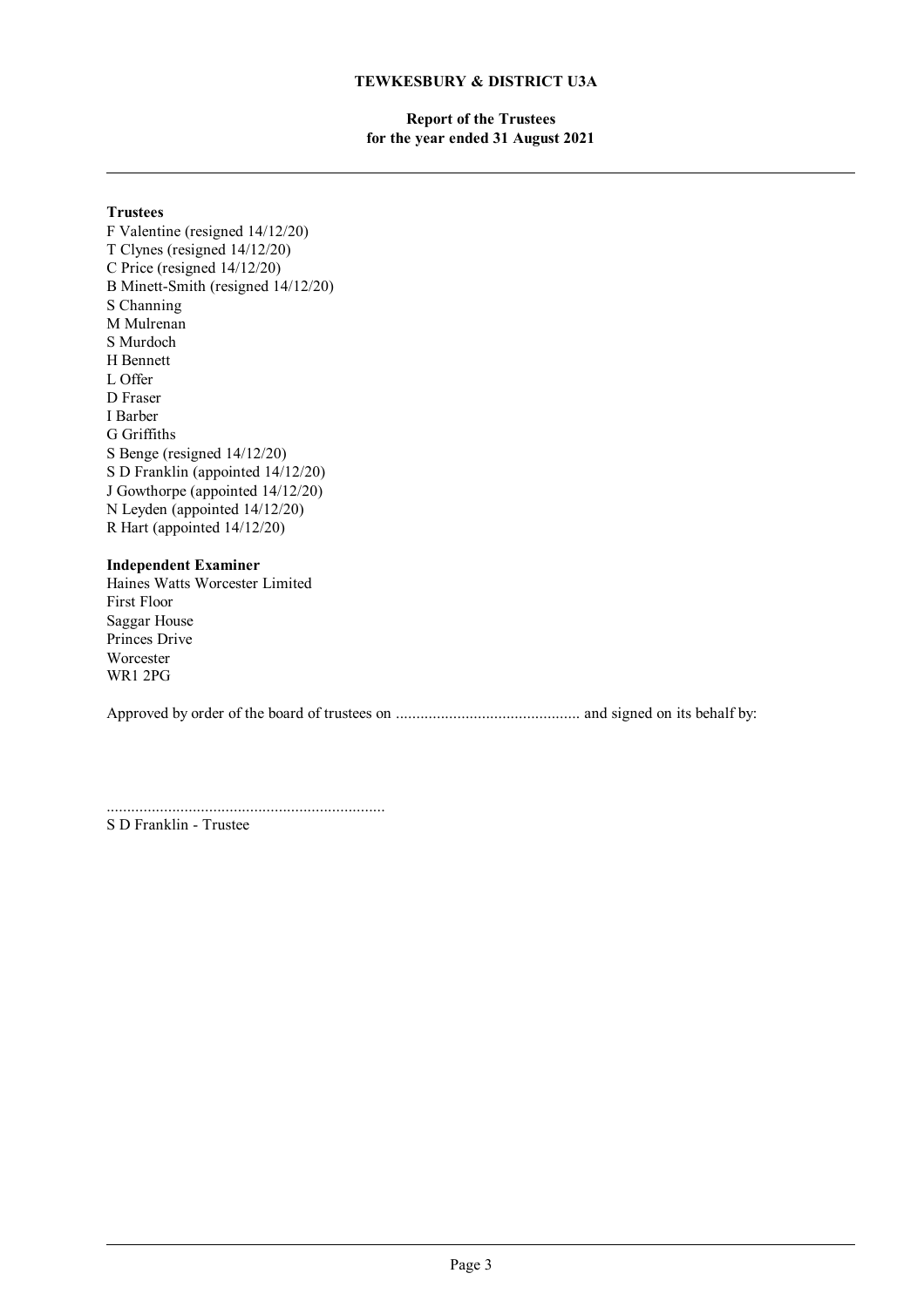**TEWKESBURY & DISTRICT U3A**

**Report of the Trustees**
**for the year ended 31 August 2021**

---

**Trustees**

F Valentine (resigned 14/12/20)
T Clynes (resigned 14/12/20)
C Price (resigned 14/12/20)
B Minett-Smith (resigned 14/12/20)
S Channing
M Mulrenan
S Murdoch
H Bennett
L Offer
D Fraser
I Barber
G Griffiths
S Benge (resigned 14/12/20)
S D Franklin (appointed 14/12/20)
J Gowthorpe (appointed 14/12/20)
N Leyden (appointed 14/12/20)
R Hart (appointed 14/12/20)

**Independent Examiner**

Haines Watts Worcester Limited
First Floor
Saggar House
Princes Drive
Worcester
WR1 2PG

Approved by order of the board of trustees on ............................................ and signed on its behalf by:

...................................................................
S D Franklin - Trustee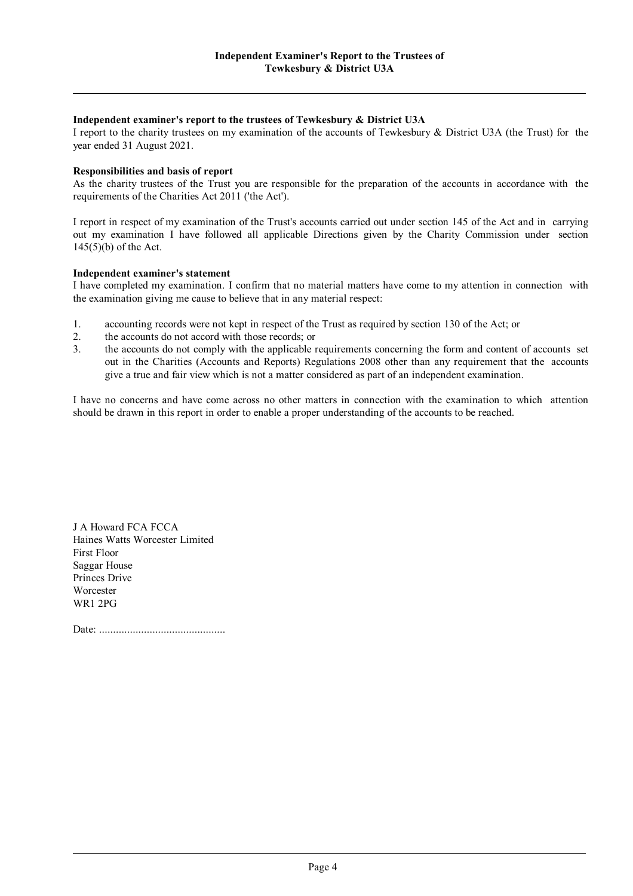# Independent Examiner's Report to the Trustees of Tewkesbury & District U3A

---

**Independent examiner's report to the trustees of Tewkesbury & District U3A**

I report to the charity trustees on my examination of the accounts of Tewkesbury & District U3A (the Trust) for the year ended 31 August 2021.

**Responsibilities and basis of report**

As the charity trustees of the Trust you are responsible for the preparation of the accounts in accordance with the requirements of the Charities Act 2011 ('the Act').

I report in respect of my examination of the Trust's accounts carried out under section 145 of the Act and in carrying out my examination I have followed all applicable Directions given by the Charity Commission under section 145(5)(b) of the Act.

**Independent examiner's statement**

I have completed my examination. I confirm that no material matters have come to my attention in connection with the examination giving me cause to believe that in any material respect:

1. accounting records were not kept in respect of the Trust as required by section 130 of the Act; or
2. the accounts do not accord with those records; or
3. the accounts do not comply with the applicable requirements concerning the form and content of accounts set out in the Charities (Accounts and Reports) Regulations 2008 other than any requirement that the accounts give a true and fair view which is not a matter considered as part of an independent examination.

I have no concerns and have come across no other matters in connection with the examination to which attention should be drawn in this report in order to enable a proper understanding of the accounts to be reached.

J A Howard FCA FCCA
Haines Watts Worcester Limited
First Floor
Saggar House
Princes Drive
Worcester
WR1 2PG

Date: .............................................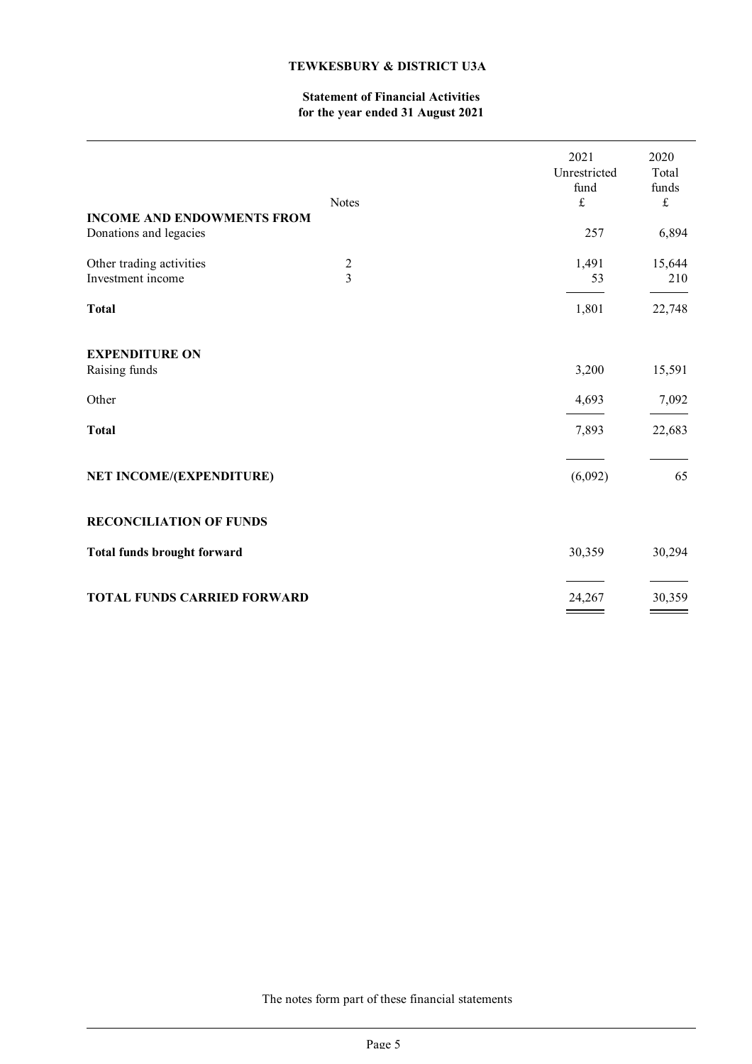**TEWKESBURY & DISTRICT U3A**

**Statement of Financial Activities**
**for the year ended 31 August 2021**

| | Notes | 2021 Unrestricted fund £ | 2020 Total funds £ |
|---|---|---|---|
| **INCOME AND ENDOWMENTS FROM** | | | |
| Donations and legacies | | 257 | 6,894 |
| Other trading activities | 2 | 1,491 | 15,644 |
| Investment income | 3 | 53 | 210 |
| **Total** | | 1,801 | 22,748 |
| **EXPENDITURE ON** | | | |
| Raising funds | | 3,200 | 15,591 |
| Other | | 4,693 | 7,092 |
| **Total** | | 7,893 | 22,683 |
| **NET INCOME/(EXPENDITURE)** | | (6,092) | 65 |
| **RECONCILIATION OF FUNDS** | | | |
| **Total funds brought forward** | | 30,359 | 30,294 |
| **TOTAL FUNDS CARRIED FORWARD** | | 24,267 | 30,359 |

The notes form part of these financial statements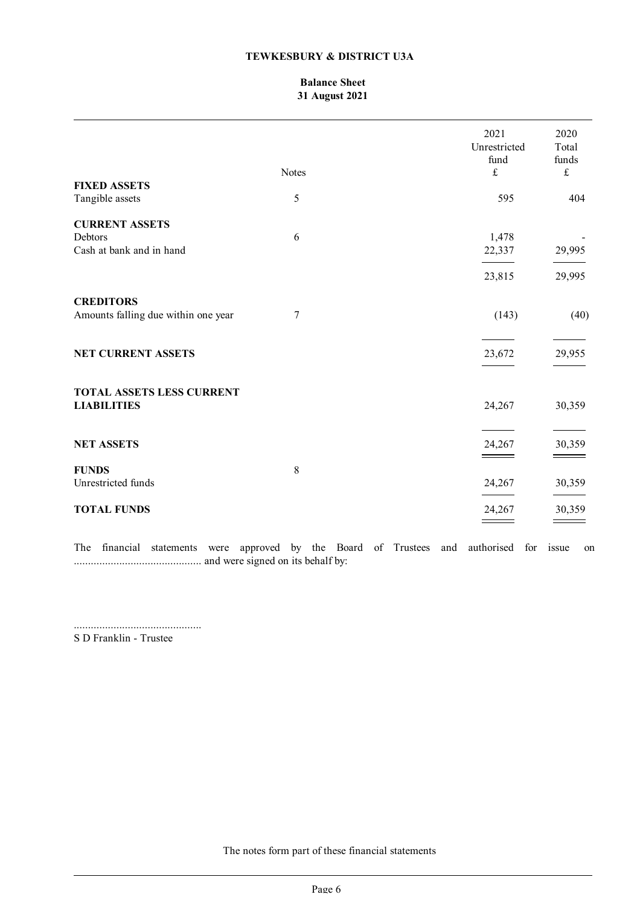# TEWKESBURY & DISTRICT U3A

## Balance Sheet
## 31 August 2021

| | Notes | 2021 Unrestricted fund £ | 2020 Total funds £ |
|---|---|---|---|
| **FIXED ASSETS** | | | |
| Tangible assets | 5 | 595 | 404 |
| | | | |
| **CURRENT ASSETS** | | | |
| Debtors | 6 | 1,478 | - |
| Cash at bank and in hand | | 22,337 | 29,995 |
| | | 23,815 | 29,995 |
| | | | |
| **CREDITORS** | | | |
| Amounts falling due within one year | 7 | (143) | (40) |
| | | | |
| **NET CURRENT ASSETS** | | 23,672 | 29,955 |
| | | | |
| **TOTAL ASSETS LESS CURRENT LIABILITIES** | | 24,267 | 30,359 |
| | | | |
| **NET ASSETS** | | 24,267 | 30,359 |
| | | | |
| **FUNDS** | 8 | | |
| Unrestricted funds | | 24,267 | 30,359 |
| | | | |
| **TOTAL FUNDS** | | 24,267 | 30,359 |

The financial statements were approved by the Board of Trustees and authorised for issue on ............................................. and were signed on its behalf by:

.............................................
S D Franklin - Trustee

The notes form part of these financial statements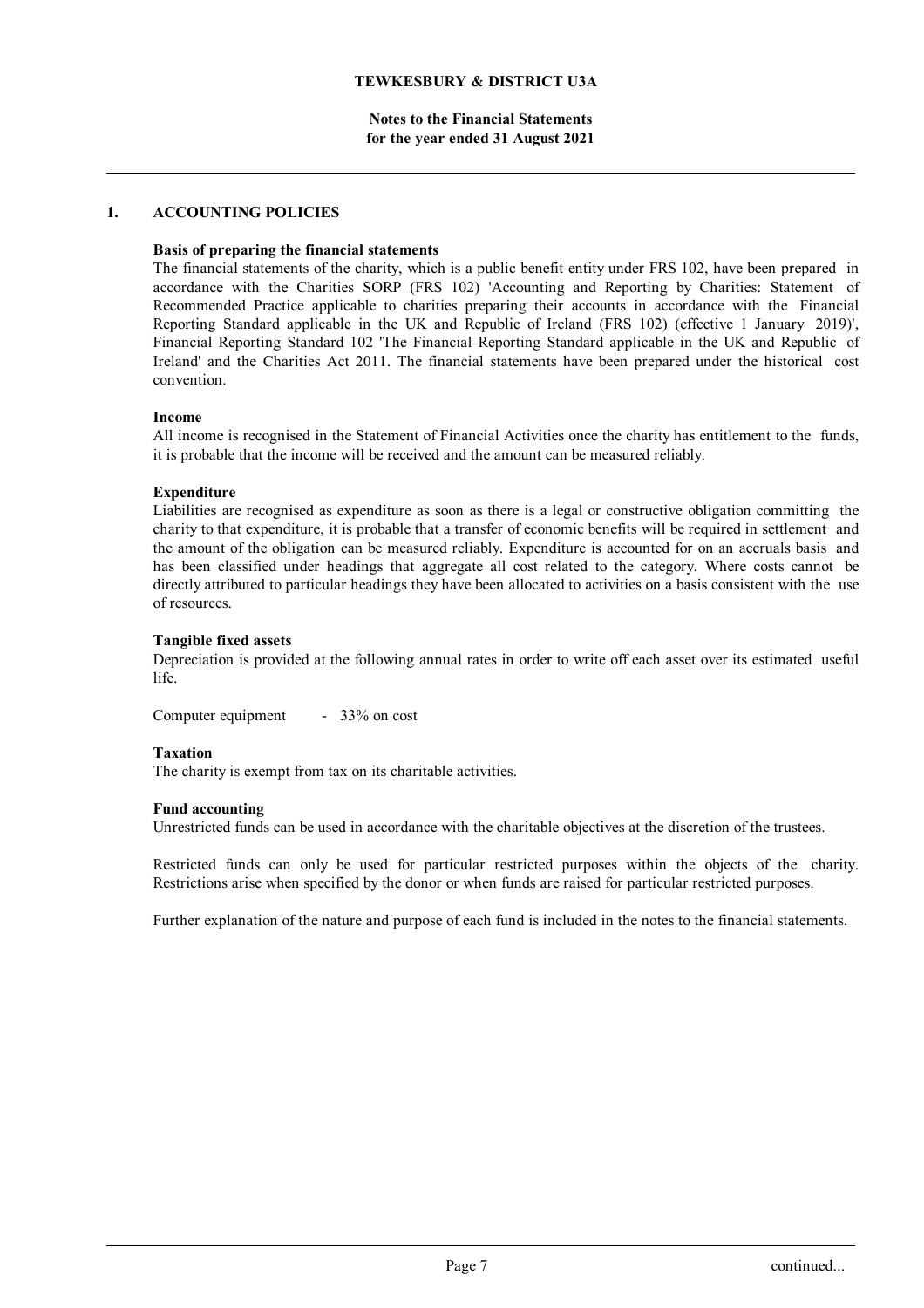# TEWKESBURY & DISTRICT U3A

## Notes to the Financial Statements for the year ended 31 August 2021

## 1. ACCOUNTING POLICIES

**Basis of preparing the financial statements**

The financial statements of the charity, which is a public benefit entity under FRS 102, have been prepared in accordance with the Charities SORP (FRS 102) 'Accounting and Reporting by Charities: Statement of Recommended Practice applicable to charities preparing their accounts in accordance with the Financial Reporting Standard applicable in the UK and Republic of Ireland (FRS 102) (effective 1 January 2019)', Financial Reporting Standard 102 'The Financial Reporting Standard applicable in the UK and Republic of Ireland' and the Charities Act 2011. The financial statements have been prepared under the historical cost convention.

**Income**

All income is recognised in the Statement of Financial Activities once the charity has entitlement to the funds, it is probable that the income will be received and the amount can be measured reliably.

**Expenditure**

Liabilities are recognised as expenditure as soon as there is a legal or constructive obligation committing the charity to that expenditure, it is probable that a transfer of economic benefits will be required in settlement and the amount of the obligation can be measured reliably. Expenditure is accounted for on an accruals basis and has been classified under headings that aggregate all cost related to the category. Where costs cannot be directly attributed to particular headings they have been allocated to activities on a basis consistent with the use of resources.

**Tangible fixed assets**

Depreciation is provided at the following annual rates in order to write off each asset over its estimated useful life.

Computer equipment - 33% on cost

**Taxation**

The charity is exempt from tax on its charitable activities.

**Fund accounting**

Unrestricted funds can be used in accordance with the charitable objectives at the discretion of the trustees.

Restricted funds can only be used for particular restricted purposes within the objects of the charity. Restrictions arise when specified by the donor or when funds are raised for particular restricted purposes.

Further explanation of the nature and purpose of each fund is included in the notes to the financial statements.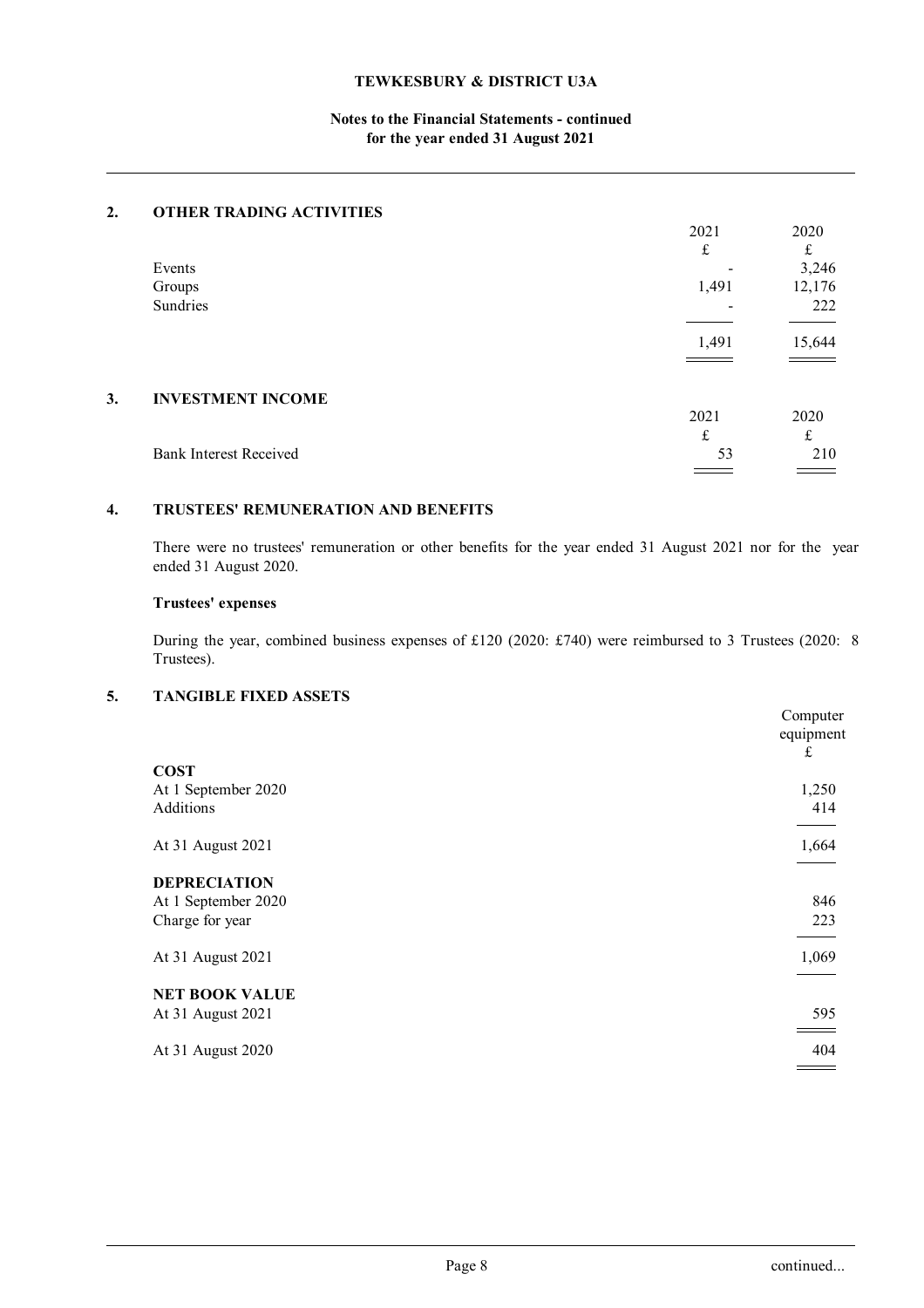**TEWKESBURY & DISTRICT U3A**

**Notes to the Financial Statements - continued**
**for the year ended 31 August 2021**

## 2. OTHER TRADING ACTIVITIES

| | 2021 | 2020 |
|---|---|---|
| | £ | £ |
| Events | - | 3,246 |
| Groups | 1,491 | 12,176 |
| Sundries | - | 222 |
| | 1,491 | 15,644 |

## 3. INVESTMENT INCOME

| | 2021 | 2020 |
|---|---|---|
| | £ | £ |
| Bank Interest Received | 53 | 210 |

## 4. TRUSTEES' REMUNERATION AND BENEFITS

There were no trustees' remuneration or other benefits for the year ended 31 August 2021 nor for the year ended 31 August 2020.

**Trustees' expenses**

During the year, combined business expenses of £120 (2020: £740) were reimbursed to 3 Trustees (2020: 8 Trustees).

## 5. TANGIBLE FIXED ASSETS

| | Computer equipment £ |
|---|---|
| **COST** | |
| At 1 September 2020 | 1,250 |
| Additions | 414 |
| At 31 August 2021 | 1,664 |
| **DEPRECIATION** | |
| At 1 September 2020 | 846 |
| Charge for year | 223 |
| At 31 August 2021 | 1,069 |
| **NET BOOK VALUE** | |
| At 31 August 2021 | 595 |
| At 31 August 2020 | 404 |

continued...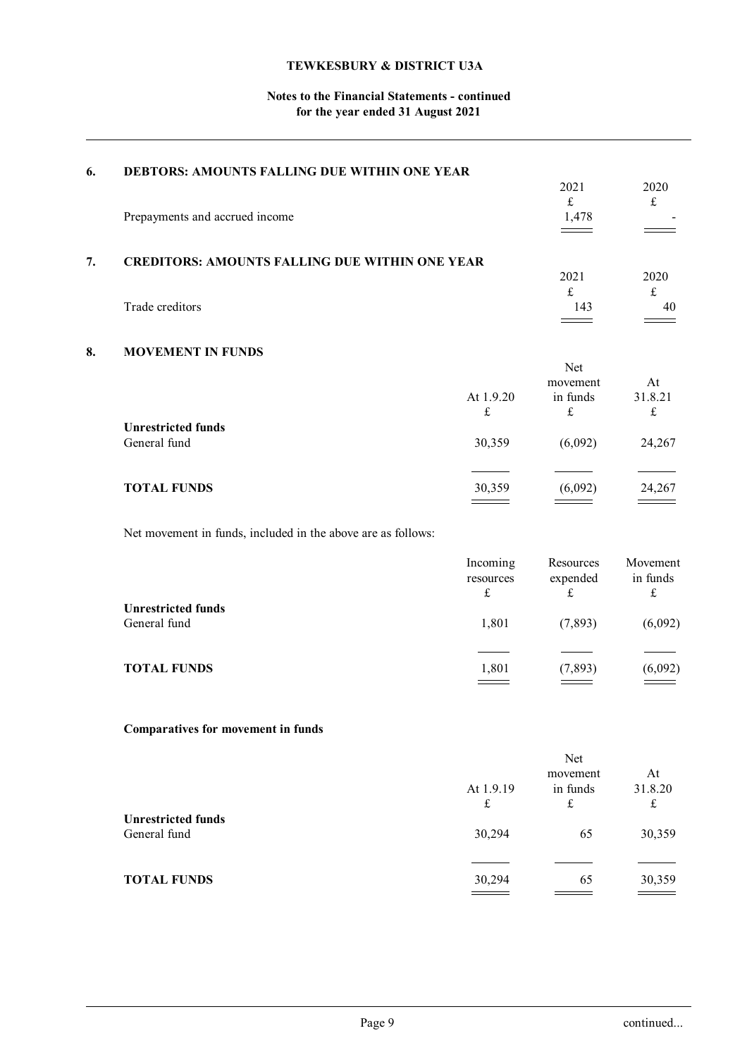## 6. DEBTORS: AMOUNTS FALLING DUE WITHIN ONE YEAR

| | 2021 | 2020 |
|---|---|---|
| | £ | £ |
| Prepayments and accrued income | 1,478 | - |

## 7. CREDITORS: AMOUNTS FALLING DUE WITHIN ONE YEAR

| | 2021 | 2020 |
|---|---|---|
| | £ | £ |
| Trade creditors | 143 | 40 |

## 8. MOVEMENT IN FUNDS

| | At 1.9.20 | Net movement in funds | At 31.8.21 |
|---|---|---|---|
| | £ | £ | £ |
| **Unrestricted funds** | | | |
| General fund | 30,359 | (6,092) | 24,267 |
| **TOTAL FUNDS** | 30,359 | (6,092) | 24,267 |

Net movement in funds, included in the above are as follows:

| | Incoming resources | Resources expended | Movement in funds |
|---|---|---|---|
| | £ | £ | £ |
| **Unrestricted funds** | | | |
| General fund | 1,801 | (7,893) | (6,092) |
| **TOTAL FUNDS** | 1,801 | (7,893) | (6,092) |

**Comparatives for movement in funds**

| | At 1.9.19 | Net movement in funds | At 31.8.20 |
|---|---|---|---|
| | £ | £ | £ |
| **Unrestricted funds** | | | |
| General fund | 30,294 | 65 | 30,359 |
| **TOTAL FUNDS** | 30,294 | 65 | 30,359 |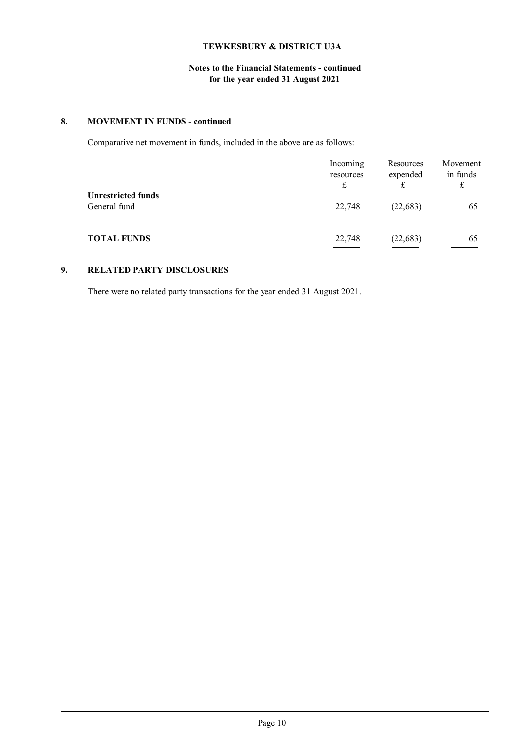## 8. MOVEMENT IN FUNDS - continued

Comparative net movement in funds, included in the above are as follows:

| | Incoming resources £ | Resources expended £ | Movement in funds £ |
|---|---|---|---|
| **Unrestricted funds** | | | |
| General fund | 22,748 | (22,683) | 65 |
| **TOTAL FUNDS** | 22,748 | (22,683) | 65 |

## 9. RELATED PARTY DISCLOSURES

There were no related party transactions for the year ended 31 August 2021.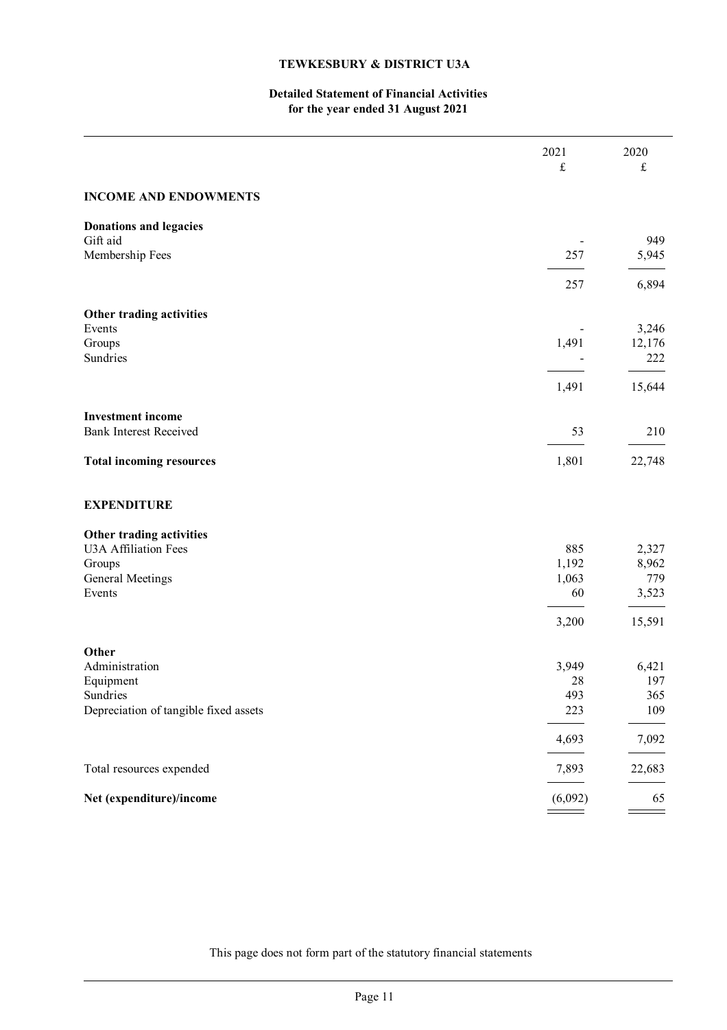**TEWKESBURY & DISTRICT U3A**

**Detailed Statement of Financial Activities**
**for the year ended 31 August 2021**

| | 2021 £ | 2020 £ |
|---|---|---|
| **INCOME AND ENDOWMENTS** | | |
| **Donations and legacies** | | |
| Gift aid | - | 949 |
| Membership Fees | 257 | 5,945 |
| | 257 | 6,894 |
| **Other trading activities** | | |
| Events | - | 3,246 |
| Groups | 1,491 | 12,176 |
| Sundries | - | 222 |
| | 1,491 | 15,644 |
| **Investment income** | | |
| Bank Interest Received | 53 | 210 |
| **Total incoming resources** | 1,801 | 22,748 |
| **EXPENDITURE** | | |
| **Other trading activities** | | |
| U3A Affiliation Fees | 885 | 2,327 |
| Groups | 1,192 | 8,962 |
| General Meetings | 1,063 | 779 |
| Events | 60 | 3,523 |
| | 3,200 | 15,591 |
| **Other** | | |
| Administration | 3,949 | 6,421 |
| Equipment | 28 | 197 |
| Sundries | 493 | 365 |
| Depreciation of tangible fixed assets | 223 | 109 |
| | 4,693 | 7,092 |
| Total resources expended | 7,893 | 22,683 |
| **Net (expenditure)/income** | (6,092) | 65 |

This page does not form part of the statutory financial statements